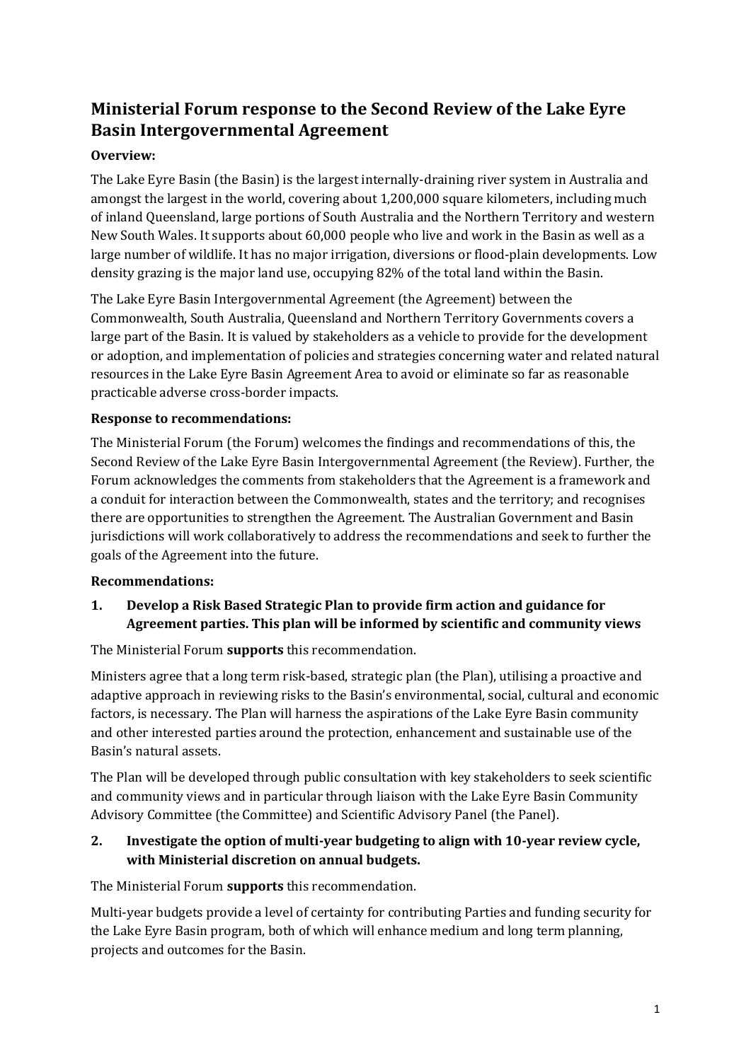# Ministerial Forum response to the Second Review of the Lake Eyre Basin Intergovernmental Agreement

**Overview:**

The Lake Eyre Basin (the Basin) is the largest internally-draining river system in Australia and amongst the largest in the world, covering about 1,200,000 square kilometers, including much of inland Queensland, large portions of South Australia and the Northern Territory and western New South Wales. It supports about 60,000 people who live and work in the Basin as well as a large number of wildlife. It has no major irrigation, diversions or flood-plain developments. Low density grazing is the major land use, occupying 82% of the total land within the Basin.

The Lake Eyre Basin Intergovernmental Agreement (the Agreement) between the Commonwealth, South Australia, Queensland and Northern Territory Governments covers a large part of the Basin. It is valued by stakeholders as a vehicle to provide for the development or adoption, and implementation of policies and strategies concerning water and related natural resources in the Lake Eyre Basin Agreement Area to avoid or eliminate so far as reasonable practicable adverse cross-border impacts.

**Response to recommendations:**

The Ministerial Forum (the Forum) welcomes the findings and recommendations of this, the Second Review of the Lake Eyre Basin Intergovernmental Agreement (the Review). Further, the Forum acknowledges the comments from stakeholders that the Agreement is a framework and a conduit for interaction between the Commonwealth, states and the territory; and recognises there are opportunities to strengthen the Agreement. The Australian Government and Basin jurisdictions will work collaboratively to address the recommendations and seek to further the goals of the Agreement into the future.

**Recommendations:**

**1. Develop a Risk Based Strategic Plan to provide firm action and guidance for Agreement parties. This plan will be informed by scientific and community views**

The Ministerial Forum **supports** this recommendation.

Ministers agree that a long term risk-based, strategic plan (the Plan), utilising a proactive and adaptive approach in reviewing risks to the Basin's environmental, social, cultural and economic factors, is necessary. The Plan will harness the aspirations of the Lake Eyre Basin community and other interested parties around the protection, enhancement and sustainable use of the Basin's natural assets.

The Plan will be developed through public consultation with key stakeholders to seek scientific and community views and in particular through liaison with the Lake Eyre Basin Community Advisory Committee (the Committee) and Scientific Advisory Panel (the Panel).

**2. Investigate the option of multi-year budgeting to align with 10-year review cycle, with Ministerial discretion on annual budgets.**

The Ministerial Forum **supports** this recommendation.

Multi-year budgets provide a level of certainty for contributing Parties and funding security for the Lake Eyre Basin program, both of which will enhance medium and long term planning, projects and outcomes for the Basin.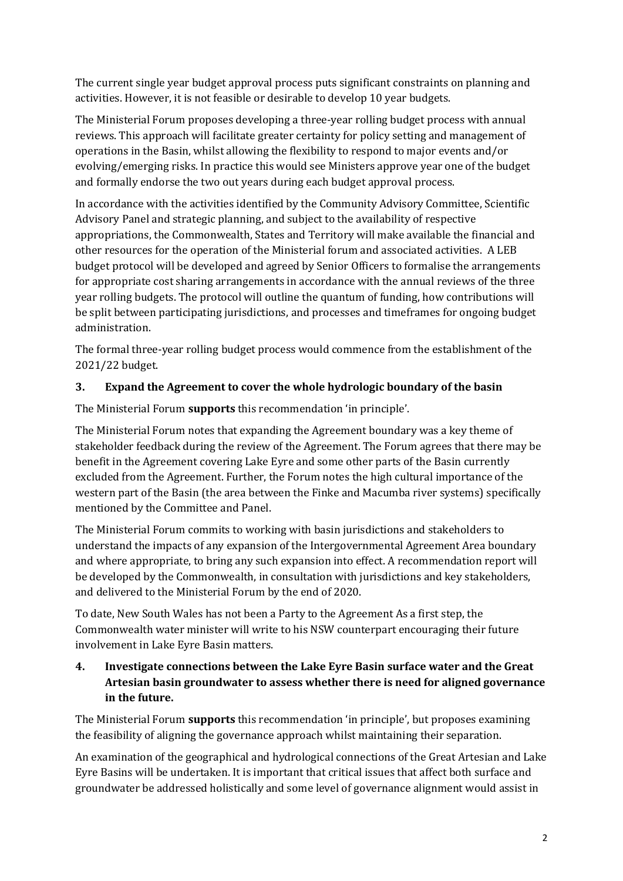The current single year budget approval process puts significant constraints on planning and activities. However, it is not feasible or desirable to develop 10 year budgets.

The Ministerial Forum proposes developing a three-year rolling budget process with annual reviews. This approach will facilitate greater certainty for policy setting and management of operations in the Basin, whilst allowing the flexibility to respond to major events and/or evolving/emerging risks. In practice this would see Ministers approve year one of the budget and formally endorse the two out years during each budget approval process.

In accordance with the activities identified by the Community Advisory Committee, Scientific Advisory Panel and strategic planning, and subject to the availability of respective appropriations, the Commonwealth, States and Territory will make available the financial and other resources for the operation of the Ministerial forum and associated activities. A LEB budget protocol will be developed and agreed by Senior Officers to formalise the arrangements for appropriate cost sharing arrangements in accordance with the annual reviews of the three year rolling budgets. The protocol will outline the quantum of funding, how contributions will be split between participating jurisdictions, and processes and timeframes for ongoing budget administration.

The formal three-year rolling budget process would commence from the establishment of the 2021/22 budget.

### 3. Expand the Agreement to cover the whole hydrologic boundary of the basin

The Ministerial Forum **supports** this recommendation 'in principle'.

The Ministerial Forum notes that expanding the Agreement boundary was a key theme of stakeholder feedback during the review of the Agreement. The Forum agrees that there may be benefit in the Agreement covering Lake Eyre and some other parts of the Basin currently excluded from the Agreement. Further, the Forum notes the high cultural importance of the western part of the Basin (the area between the Finke and Macumba river systems) specifically mentioned by the Committee and Panel.

The Ministerial Forum commits to working with basin jurisdictions and stakeholders to understand the impacts of any expansion of the Intergovernmental Agreement Area boundary and where appropriate, to bring any such expansion into effect. A recommendation report will be developed by the Commonwealth, in consultation with jurisdictions and key stakeholders, and delivered to the Ministerial Forum by the end of 2020.

To date, New South Wales has not been a Party to the Agreement As a first step, the Commonwealth water minister will write to his NSW counterpart encouraging their future involvement in Lake Eyre Basin matters.

### 4. Investigate connections between the Lake Eyre Basin surface water and the Great Artesian basin groundwater to assess whether there is need for aligned governance in the future.

The Ministerial Forum **supports** this recommendation 'in principle', but proposes examining the feasibility of aligning the governance approach whilst maintaining their separation.

An examination of the geographical and hydrological connections of the Great Artesian and Lake Eyre Basins will be undertaken. It is important that critical issues that affect both surface and groundwater be addressed holistically and some level of governance alignment would assist in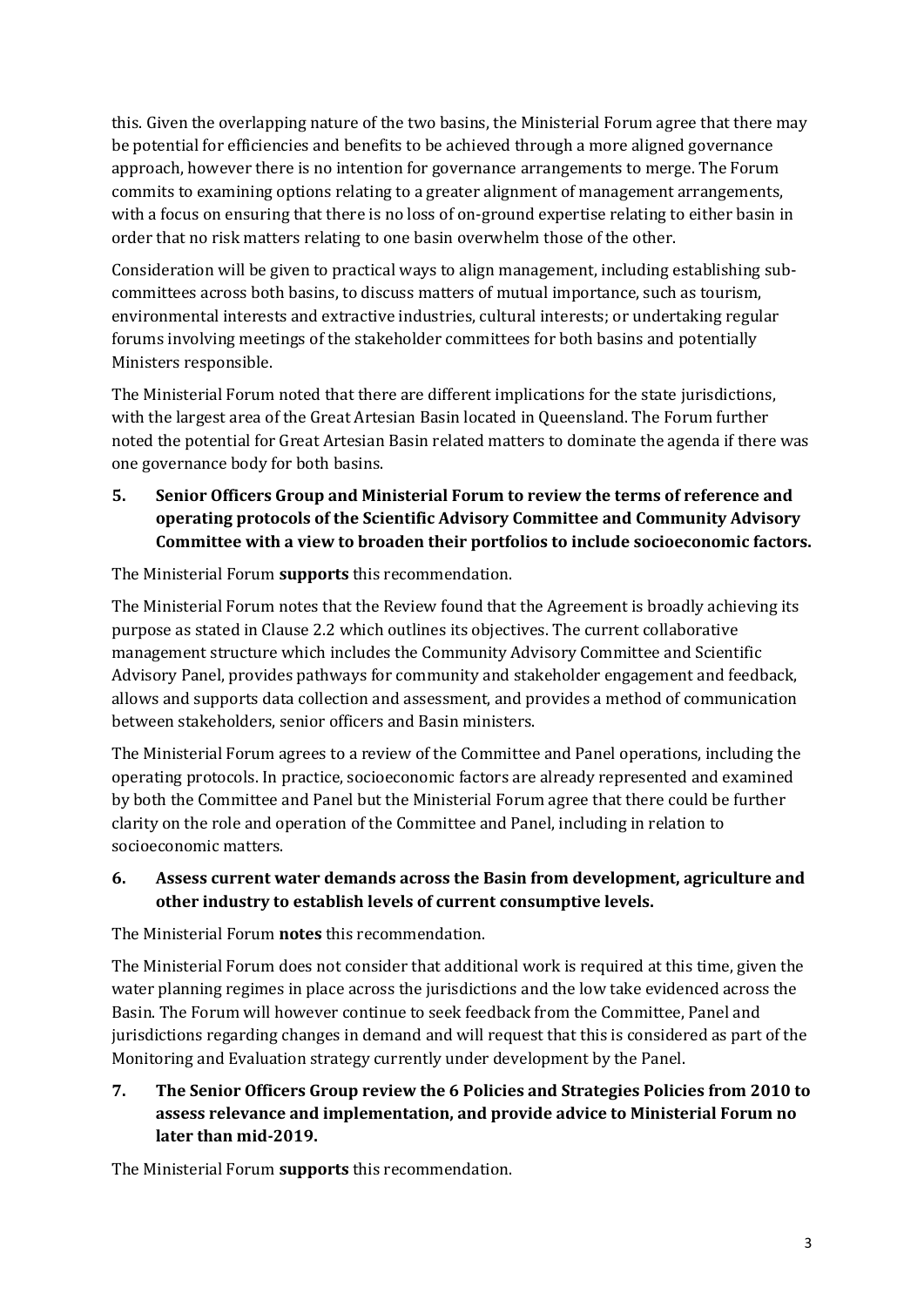this. Given the overlapping nature of the two basins, the Ministerial Forum agree that there may be potential for efficiencies and benefits to be achieved through a more aligned governance approach, however there is no intention for governance arrangements to merge. The Forum commits to examining options relating to a greater alignment of management arrangements, with a focus on ensuring that there is no loss of on-ground expertise relating to either basin in order that no risk matters relating to one basin overwhelm those of the other.

Consideration will be given to practical ways to align management, including establishing sub-committees across both basins, to discuss matters of mutual importance, such as tourism, environmental interests and extractive industries, cultural interests; or undertaking regular forums involving meetings of the stakeholder committees for both basins and potentially Ministers responsible.

The Ministerial Forum noted that there are different implications for the state jurisdictions, with the largest area of the Great Artesian Basin located in Queensland. The Forum further noted the potential for Great Artesian Basin related matters to dominate the agenda if there was one governance body for both basins.

**5. Senior Officers Group and Ministerial Forum to review the terms of reference and operating protocols of the Scientific Advisory Committee and Community Advisory Committee with a view to broaden their portfolios to include socioeconomic factors.**

The Ministerial Forum **supports** this recommendation.

The Ministerial Forum notes that the Review found that the Agreement is broadly achieving its purpose as stated in Clause 2.2 which outlines its objectives. The current collaborative management structure which includes the Community Advisory Committee and Scientific Advisory Panel, provides pathways for community and stakeholder engagement and feedback, allows and supports data collection and assessment, and provides a method of communication between stakeholders, senior officers and Basin ministers.

The Ministerial Forum agrees to a review of the Committee and Panel operations, including the operating protocols. In practice, socioeconomic factors are already represented and examined by both the Committee and Panel but the Ministerial Forum agree that there could be further clarity on the role and operation of the Committee and Panel, including in relation to socioeconomic matters.

**6. Assess current water demands across the Basin from development, agriculture and other industry to establish levels of current consumptive levels.**

The Ministerial Forum **notes** this recommendation.

The Ministerial Forum does not consider that additional work is required at this time, given the water planning regimes in place across the jurisdictions and the low take evidenced across the Basin. The Forum will however continue to seek feedback from the Committee, Panel and jurisdictions regarding changes in demand and will request that this is considered as part of the Monitoring and Evaluation strategy currently under development by the Panel.

**7. The Senior Officers Group review the 6 Policies and Strategies Policies from 2010 to assess relevance and implementation, and provide advice to Ministerial Forum no later than mid-2019.**

The Ministerial Forum **supports** this recommendation.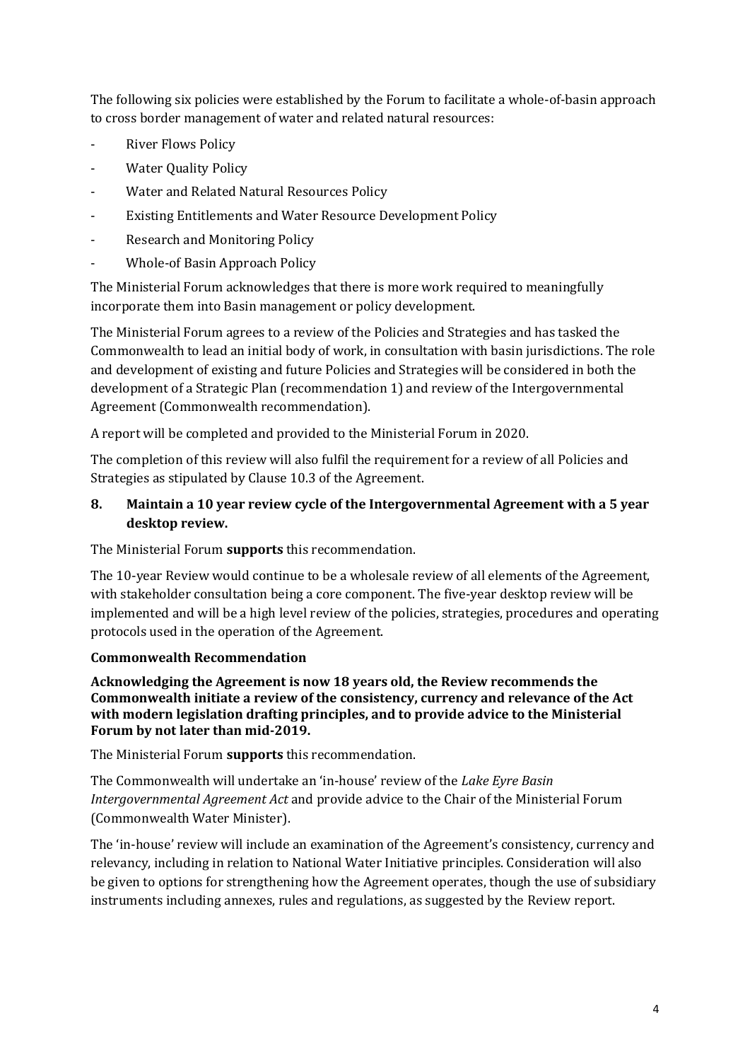The following six policies were established by the Forum to facilitate a whole-of-basin approach to cross border management of water and related natural resources:

- River Flows Policy
- Water Quality Policy
- Water and Related Natural Resources Policy
- Existing Entitlements and Water Resource Development Policy
- Research and Monitoring Policy
- Whole-of Basin Approach Policy

The Ministerial Forum acknowledges that there is more work required to meaningfully incorporate them into Basin management or policy development.

The Ministerial Forum agrees to a review of the Policies and Strategies and has tasked the Commonwealth to lead an initial body of work, in consultation with basin jurisdictions. The role and development of existing and future Policies and Strategies will be considered in both the development of a Strategic Plan (recommendation 1) and review of the Intergovernmental Agreement (Commonwealth recommendation).

A report will be completed and provided to the Ministerial Forum in 2020.

The completion of this review will also fulfil the requirement for a review of all Policies and Strategies as stipulated by Clause 10.3 of the Agreement.

### 8. Maintain a 10 year review cycle of the Intergovernmental Agreement with a 5 year desktop review.

The Ministerial Forum **supports** this recommendation.

The 10-year Review would continue to be a wholesale review of all elements of the Agreement, with stakeholder consultation being a core component. The five-year desktop review will be implemented and will be a high level review of the policies, strategies, procedures and operating protocols used in the operation of the Agreement.

**Commonwealth Recommendation**

**Acknowledging the Agreement is now 18 years old, the Review recommends the Commonwealth initiate a review of the consistency, currency and relevance of the Act with modern legislation drafting principles, and to provide advice to the Ministerial Forum by not later than mid-2019.**

The Ministerial Forum **supports** this recommendation.

The Commonwealth will undertake an 'in-house' review of the *Lake Eyre Basin Intergovernmental Agreement Act* and provide advice to the Chair of the Ministerial Forum (Commonwealth Water Minister).

The 'in-house' review will include an examination of the Agreement's consistency, currency and relevancy, including in relation to National Water Initiative principles. Consideration will also be given to options for strengthening how the Agreement operates, though the use of subsidiary instruments including annexes, rules and regulations, as suggested by the Review report.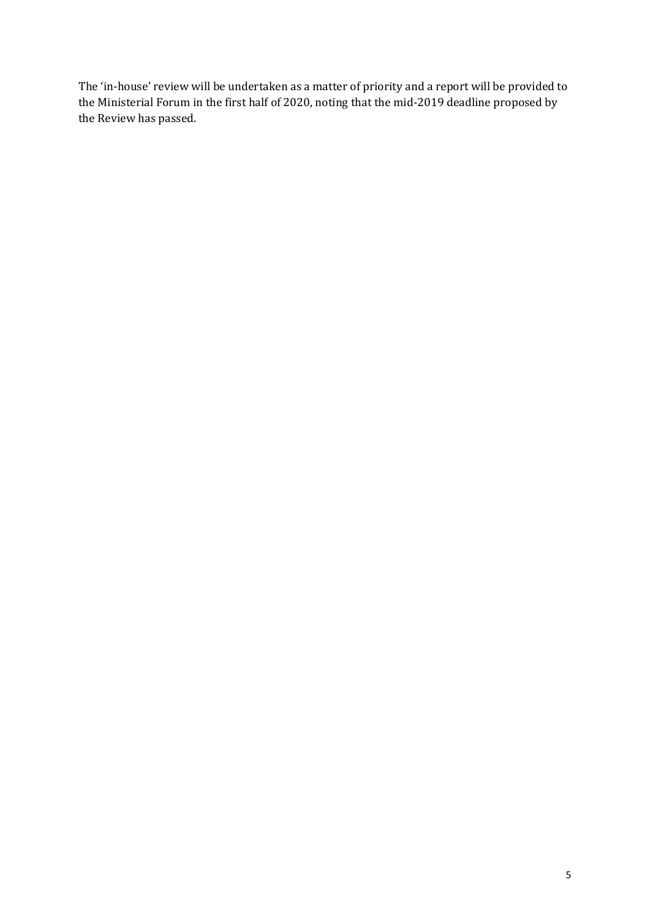The 'in-house' review will be undertaken as a matter of priority and a report will be provided to the Ministerial Forum in the first half of 2020, noting that the mid-2019 deadline proposed by the Review has passed.